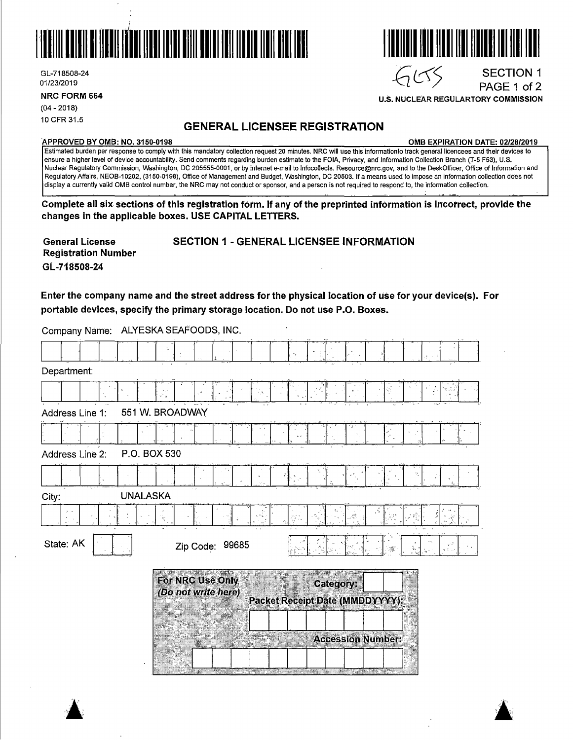GL-718508-24
01/23/2019

**NRC FORM 664**
(04 - 2018)
10 CFR 31.5

GLSS

**SECTION 1**
**PAGE 1 of 2**

**U.S. NUCLEAR REGULARTORY COMMISSION**

# GENERAL LICENSEE REGISTRATION

**APPROVED BY OMB: NO. 3150-0198** **OMB EXPIRATION DATE: 02/28/2019**

Estimated burden per response to comply with this mandatory collection request 20 minutes. NRC will use this informationto track general licencees and their devices to ensure a higher level of device accountability. Send comments regarding burden estimate to the FOIA, Privacy, and Information Collection Branch (T-5 F53), U.S. Nuclear Regulatory Commission, Washington, DC 205555-0001, or by internet e-mail to Infocollects. Resource@nrc.gov, and to the DeskOfficer, Office of Information and Regulatory Affairs, NEOB-10202, (3150-0198), Office of Management and Budget, Washington, DC 20503. If a means used to impose an information collection does not display a currently valid OMB control number, the NRC may not conduct or sponsor, and a person is not required to respond to, the information collection.

**Complete all six sections of this registration form. If any of the preprinted information is incorrect, provide the changes in the applicable boxes. USE CAPITAL LETTERS.**

**General License Registration Number**
**GL-718508-24**

## SECTION 1 - GENERAL LICENSEE INFORMATION

**Enter the company name and the street address for the physical location of use for your device(s). For portable devices, specify the primary storage location. Do not use P.O. Boxes.**

Company Name: ALYESKA SEAFOODS, INC.

Department:

Address Line 1: 551 W. BROADWAY

Address Line 2: P.O. BOX 530

City: UNALASKA

State: AK

Zip Code: 99685

**For NRC Use Only**
***(Do not write here)***

**Category:**

**Packet Receipt Date (MMDDYYYY):**

**Accession Number:**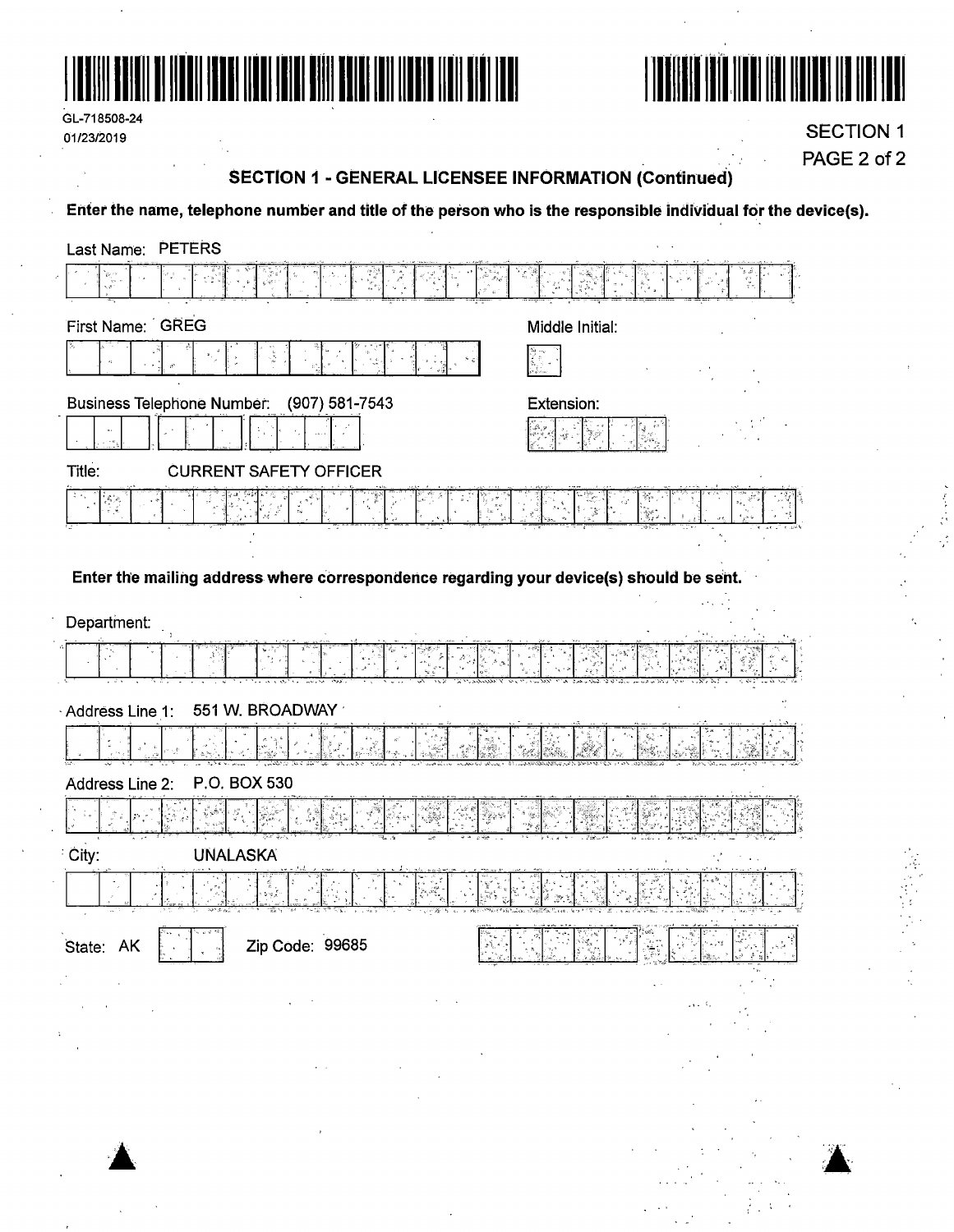GL-718508-24
01/23/2019

SECTION 1
PAGE 2 of 2

## SECTION 1 - GENERAL LICENSEE INFORMATION (Continued)

**Enter the name, telephone number and title of the person who is the responsible individual for the device(s).**

Last Name: PETERS

First Name: GREG

Middle Initial:

Business Telephone Number: (907) 581-7543

Extension:

Title: CURRENT SAFETY OFFICER

**Enter the mailing address where correspondence regarding your device(s) should be sent.**

Department:

Address Line 1: 551 W. BROADWAY

Address Line 2: P.O. BOX 530

City: UNALASKA

State: AK

Zip Code: 99685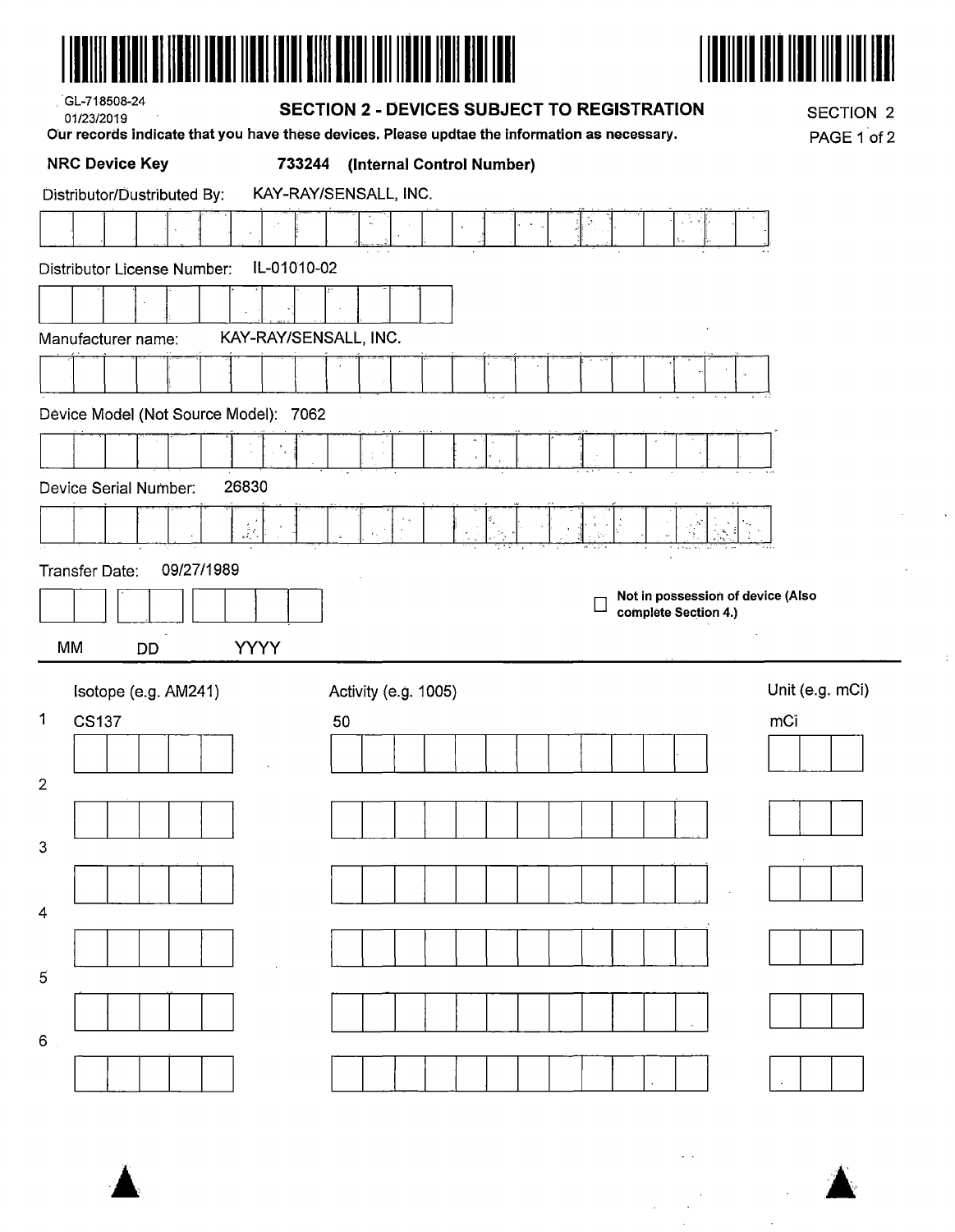GL-718508-24
01/23/2019

## SECTION 2 - DEVICES SUBJECT TO REGISTRATION

SECTION 2
PAGE 1 of 2

**Our records indicate that you have these devices. Please updtae the information as necessary.**

**NRC Device Key** **733244 (Internal Control Number)**

Distributor/Dustributed By: KAY-RAY/SENSALL, INC.

Distributor License Number: IL-01010-02

Manufacturer name: KAY-RAY/SENSALL, INC.

Device Model (Not Source Model): 7062

Device Serial Number: 26830

Transfer Date: 09/27/1989

MM DD YYYY

☐ **Not in possession of device (Also complete Section 4.)**

| | Isotope (e.g. AM241) | Activity (e.g. 1005) | Unit (e.g. mCi) |
|---|---|---|---|
| 1 | CS137 | 50 | mCi |
| 2 | | | |
| 3 | | | |
| 4 | | | |
| 5 | | | |
| 6 | | | |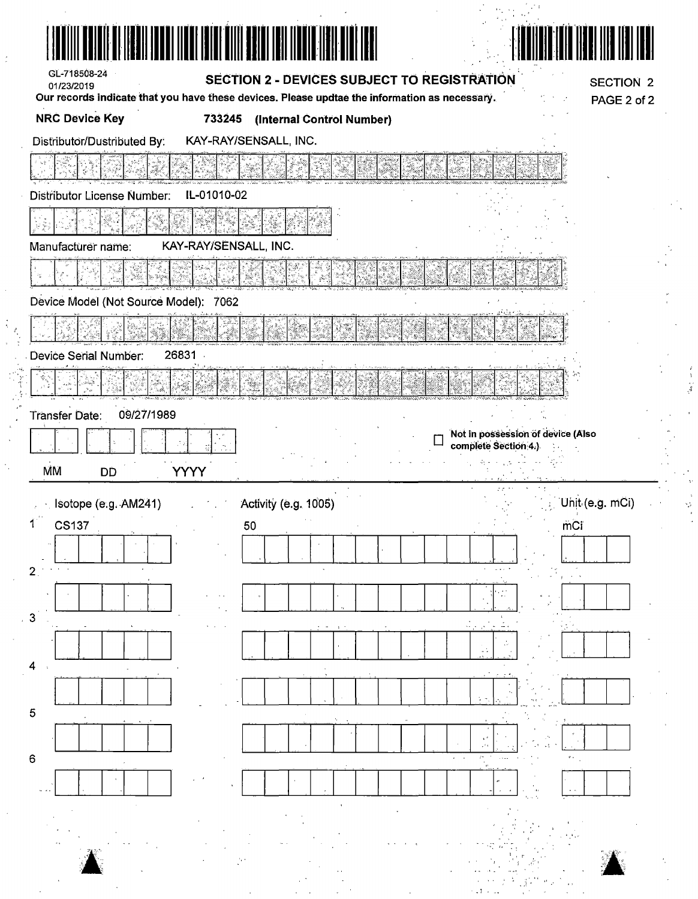GL-718508-24
01/23/2019

## SECTION 2 - DEVICES SUBJECT TO REGISTRATION

SECTION 2
PAGE 2 of 2

**Our records indicate that you have these devices. Please updtae the information as necessary.**

**NRC Device Key** **733245 (Internal Control Number)**

Distributor/Dustributed By: KAY-RAY/SENSALL, INC.

Distributor License Number: IL-01010-02

Manufacturer name: KAY-RAY/SENSALL, INC.

Device Model (Not Source Model): 7062

Device Serial Number: 26831

Transfer Date: 09/27/1989

MM DD YYYY

☐ Not in possession of device (Also complete Section 4.)

| | Isotope (e.g. AM241) | Activity (e.g. 1005) | Unit (e.g. mCi) |
|---|---|---|---|
| 1 | CS137 | 50 | mCi |
| 2 | | | |
| 3 | | | |
| 4 | | | |
| 5 | | | |
| 6 | | | |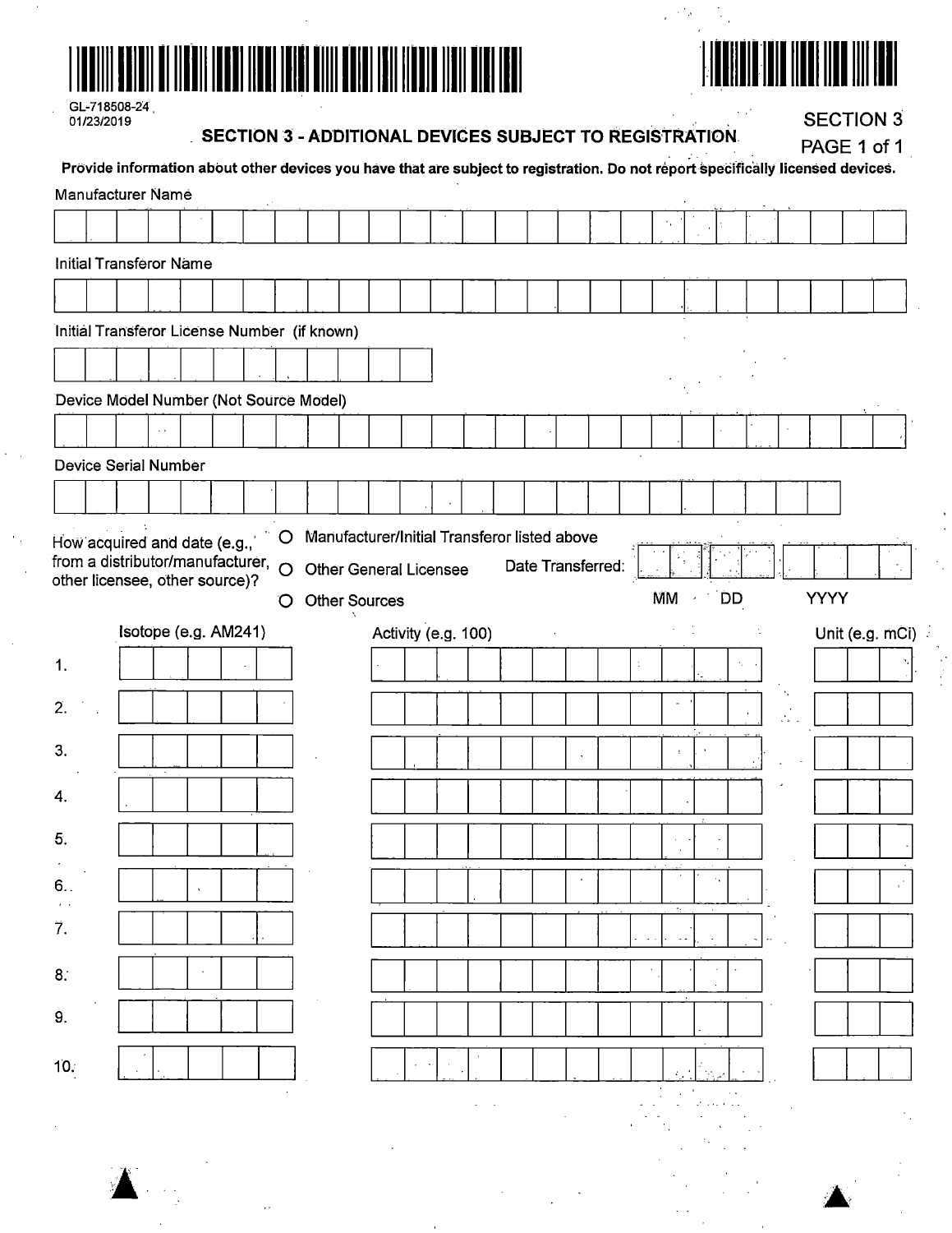GL-718508-24
01/23/2019

## SECTION 3 - ADDITIONAL DEVICES SUBJECT TO REGISTRATION

SECTION 3
PAGE 1 of 1

**Provide information about other devices you have that are subject to registration. Do not report specifically licensed devices.**

Manufacturer Name

Initial Transferor Name

Initial Transferor License Number (if known)

Device Model Number (Not Source Model)

Device Serial Number

How acquired and date (e.g., from a distributor/manufacturer, other licensee, other source)?

- O Manufacturer/Initial Transferor listed above
- O Other General Licensee
- O Other Sources

Date Transferred: MM DD YYYY

| | Isotope (e.g. AM241) | Activity (e.g. 100) | Unit (e.g. mCi) |
|---|---|---|---|
| 1. | | | |
| 2. | | | |
| 3. | | | |
| 4. | | | |
| 5. | | | |
| 6. | | | |
| 7. | | | |
| 8. | | | |
| 9. | | | |
| 10. | | | |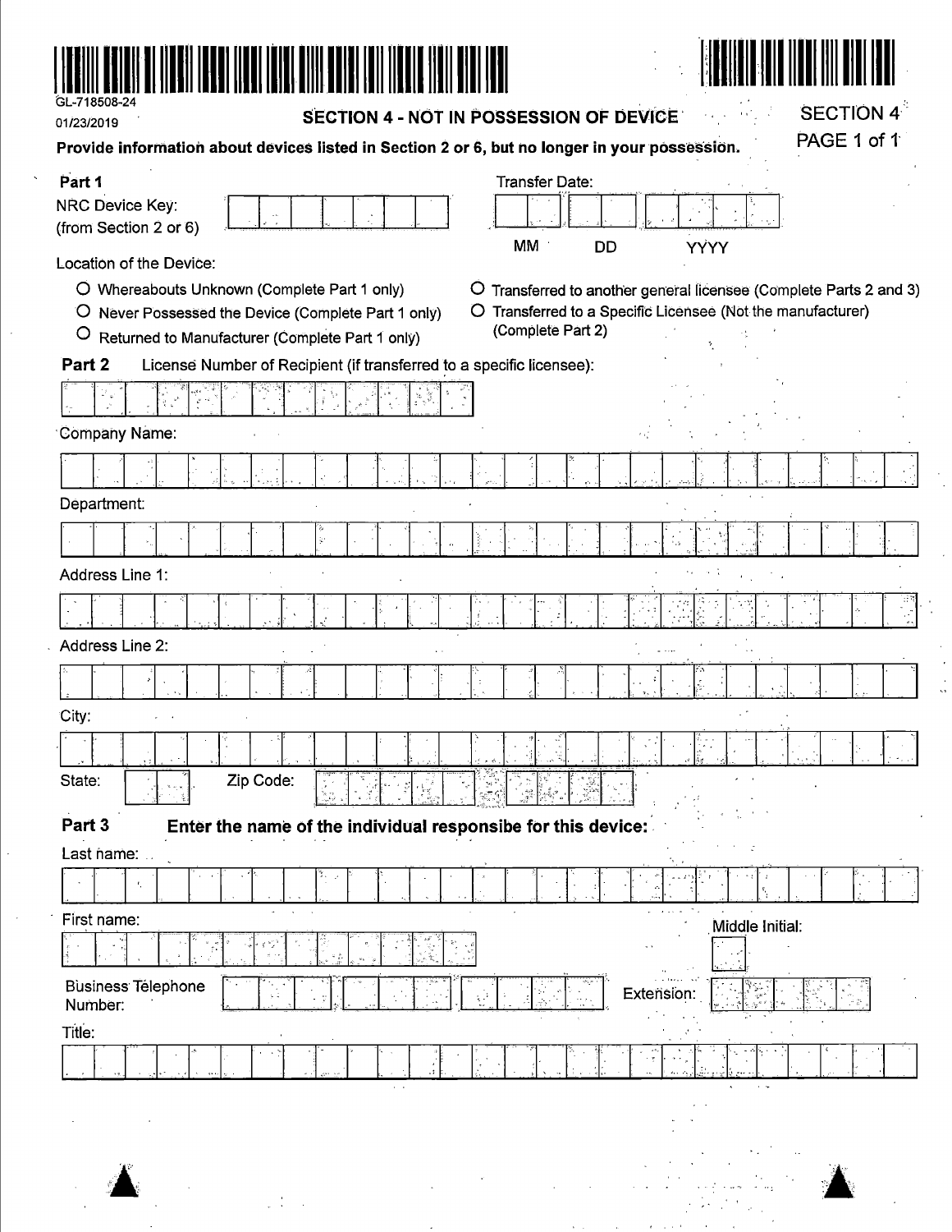GL-718508-24

01/23/2019

## SECTION 4 - NOT IN POSSESSION OF DEVICE

SECTION 4
PAGE 1 of 1

**Provide information about devices listed in Section 2 or 6, but no longer in your possession.**

**Part 1**

NRC Device Key:
(from Section 2 or 6)

Transfer Date:

MM DD YYYY

Location of the Device:

- O Whereabouts Unknown (Complete Part 1 only)
- O Never Possessed the Device (Complete Part 1 only)
- O Returned to Manufacturer (Complete Part 1 only)
- O Transferred to another general licensee (Complete Parts 2 and 3)
- O Transferred to a Specific Licensee (Not the manufacturer) (Complete Part 2)

**Part 2** License Number of Recipient (if transferred to a specific licensee):

Company Name:

Department:

Address Line 1:

Address Line 2:

City:

State: Zip Code:

**Part 3** **Enter the name of the individual responsibe for this device:**

Last name:

First name: Middle Initial:

Business Telephone Number: Extension:

Title: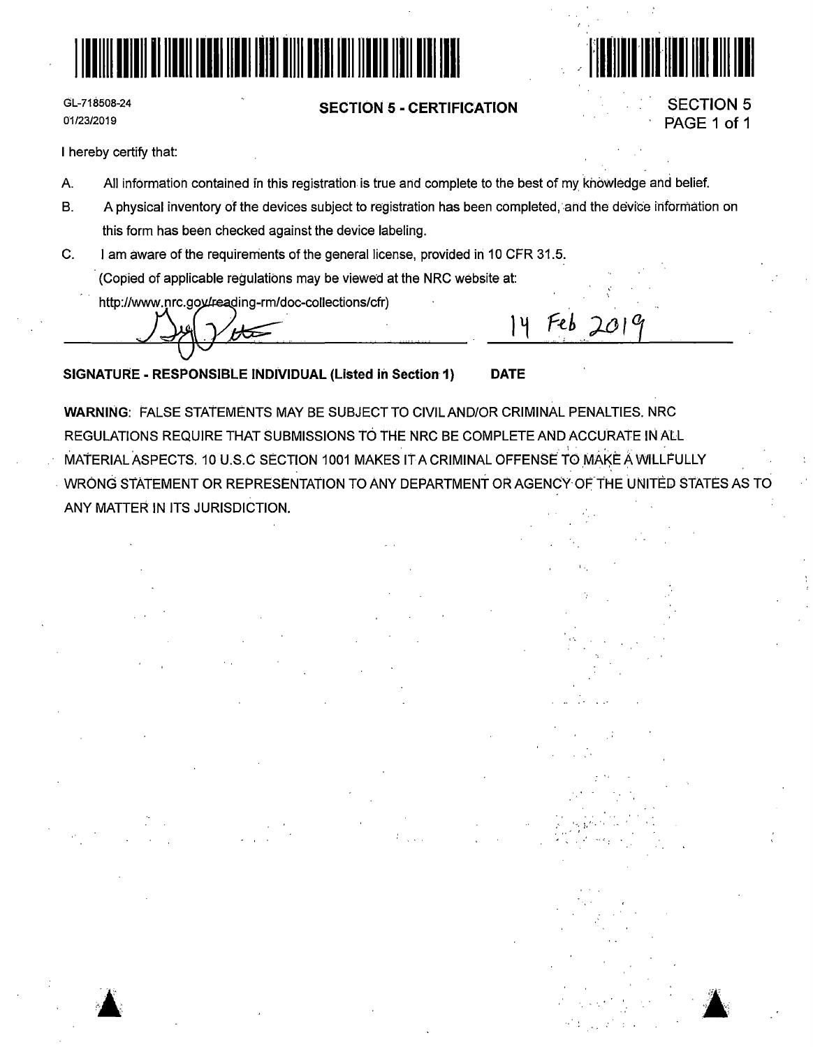GL-718508-24
01/23/2019

## SECTION 5 - CERTIFICATION

SECTION 5
PAGE 1 of 1

I hereby certify that:

A. All information contained in this registration is true and complete to the best of my knowledge and belief.

B. A physical inventory of the devices subject to registration has been completed, and the device information on this form has been checked against the device labeling.

C. I am aware of the requirements of the general license, provided in 10 CFR 31.5.
(Copied of applicable regulations may be viewed at the NRC website at:
http://www.nrc.gov/reading-rm/doc-collections/cfr)

14 Feb 2019

**SIGNATURE - RESPONSIBLE INDIVIDUAL (Listed in Section 1)** **DATE**

**WARNING**: FALSE STATEMENTS MAY BE SUBJECT TO CIVIL AND/OR CRIMINAL PENALTIES. NRC REGULATIONS REQUIRE THAT SUBMISSIONS TO THE NRC BE COMPLETE AND ACCURATE IN ALL MATERIAL ASPECTS. 10 U.S.C SECTION 1001 MAKES IT A CRIMINAL OFFENSE TO MAKE A WILLFULLY WRONG STATEMENT OR REPRESENTATION TO ANY DEPARTMENT OR AGENCY OF THE UNITED STATES AS TO ANY MATTER IN ITS JURISDICTION.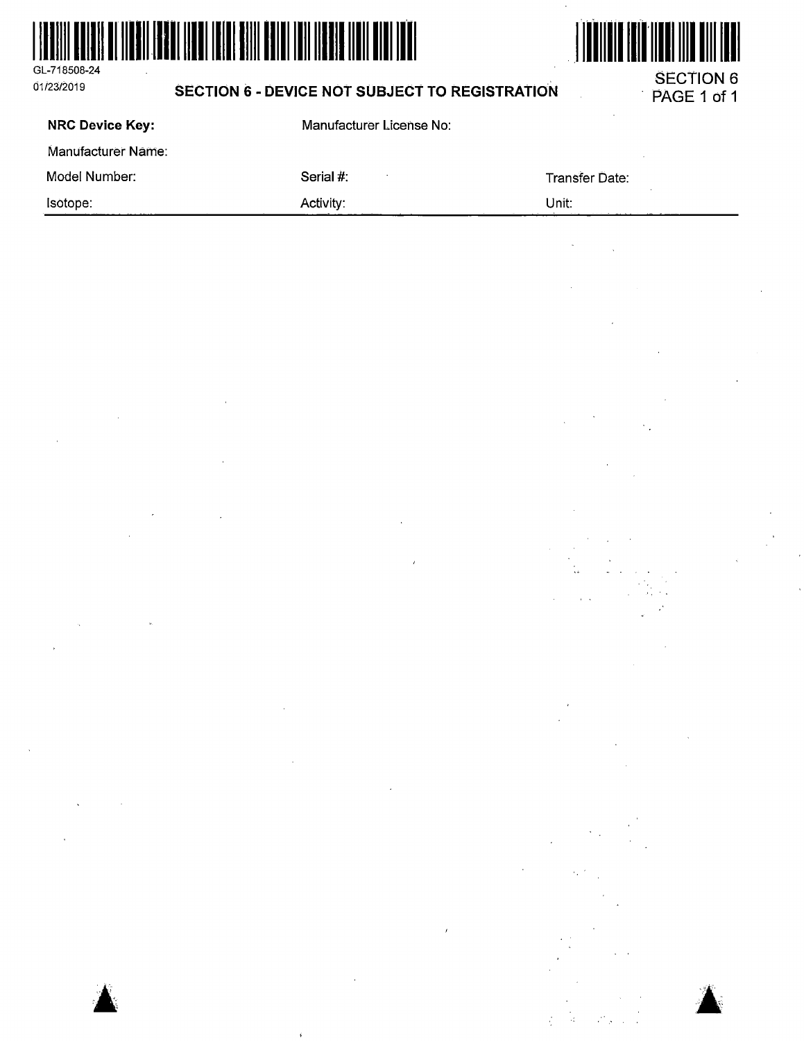GL-718508-24
01/23/2019

## SECTION 6 - DEVICE NOT SUBJECT TO REGISTRATION

| | | |
|---|---|---|
| **NRC Device Key:** | Manufacturer License No: | |
| Manufacturer Name: | | |
| Model Number: | Serial #: | Transfer Date: |
| Isotope: | Activity: | Unit: |